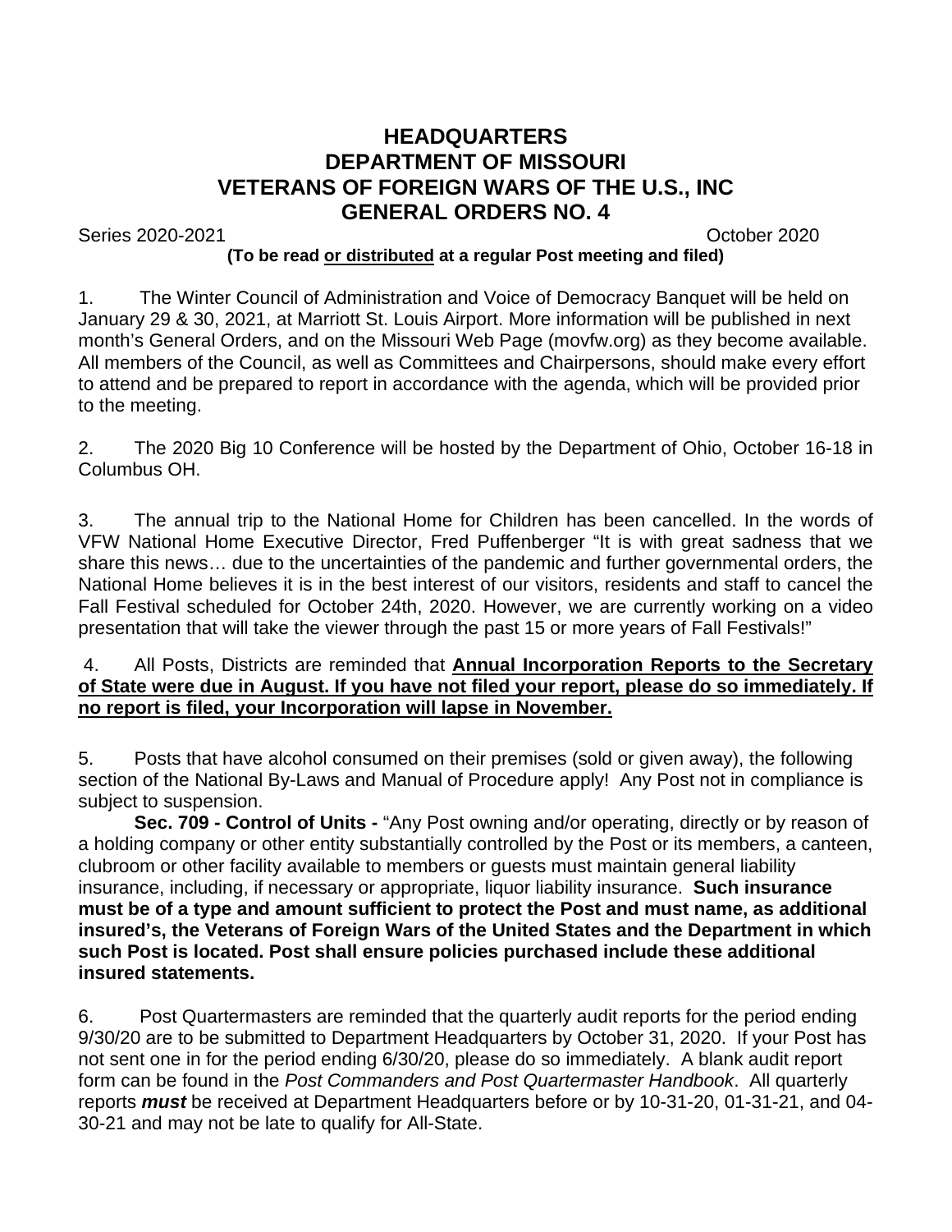# HEADQUARTERS
# DEPARTMENT OF MISSOURI
# VETERANS OF FOREIGN WARS OF THE U.S., INC
# GENERAL ORDERS NO. 4

Series 2020-2021 October 2020

**(To be read or distributed at a regular Post meeting and filed)**

1. The Winter Council of Administration and Voice of Democracy Banquet will be held on January 29 & 30, 2021, at Marriott St. Louis Airport. More information will be published in next month's General Orders, and on the Missouri Web Page (movfw.org) as they become available. All members of the Council, as well as Committees and Chairpersons, should make every effort to attend and be prepared to report in accordance with the agenda, which will be provided prior to the meeting.

2. The 2020 Big 10 Conference will be hosted by the Department of Ohio, October 16-18 in Columbus OH.

3. The annual trip to the National Home for Children has been cancelled. In the words of VFW National Home Executive Director, Fred Puffenberger "It is with great sadness that we share this news… due to the uncertainties of the pandemic and further governmental orders, the National Home believes it is in the best interest of our visitors, residents and staff to cancel the Fall Festival scheduled for October 24th, 2020. However, we are currently working on a video presentation that will take the viewer through the past 15 or more years of Fall Festivals!"

4. All Posts, Districts are reminded that **Annual Incorporation Reports to the Secretary of State were due in August. If you have not filed your report, please do so immediately. If no report is filed, your Incorporation will lapse in November.**

5. Posts that have alcohol consumed on their premises (sold or given away), the following section of the National By-Laws and Manual of Procedure apply! Any Post not in compliance is subject to suspension.

**Sec. 709 - Control of Units -** "Any Post owning and/or operating, directly or by reason of a holding company or other entity substantially controlled by the Post or its members, a canteen, clubroom or other facility available to members or guests must maintain general liability insurance, including, if necessary or appropriate, liquor liability insurance. **Such insurance must be of a type and amount sufficient to protect the Post and must name, as additional insured's, the Veterans of Foreign Wars of the United States and the Department in which such Post is located. Post shall ensure policies purchased include these additional insured statements.**

6. Post Quartermasters are reminded that the quarterly audit reports for the period ending 9/30/20 are to be submitted to Department Headquarters by October 31, 2020. If your Post has not sent one in for the period ending 6/30/20, please do so immediately. A blank audit report form can be found in the *Post Commanders and Post Quartermaster Handbook*. All quarterly reports ***must*** be received at Department Headquarters before or by 10-31-20, 01-31-21, and 04-30-21 and may not be late to qualify for All-State.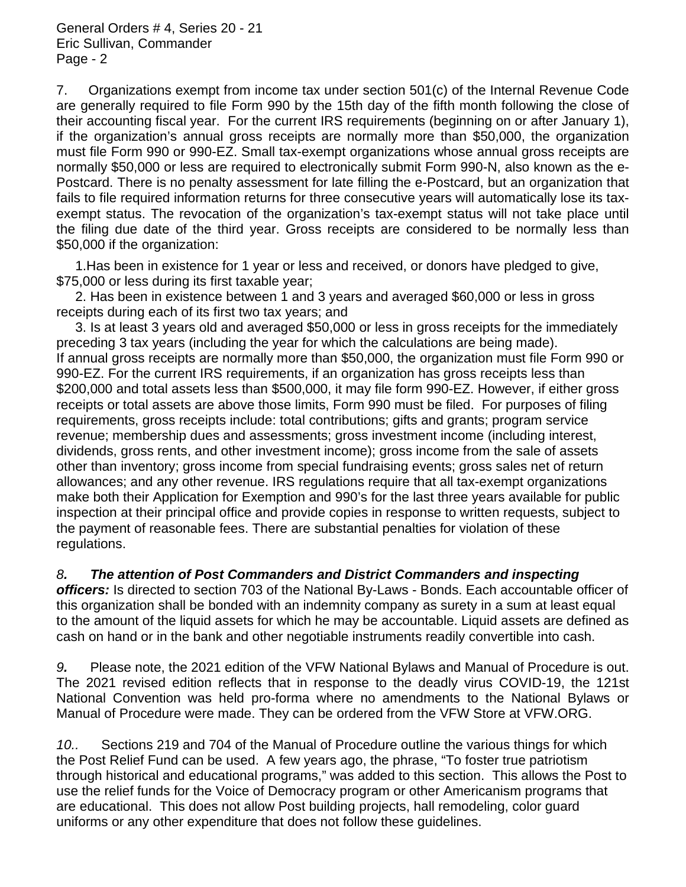7. Organizations exempt from income tax under section 501(c) of the Internal Revenue Code are generally required to file Form 990 by the 15th day of the fifth month following the close of their accounting fiscal year. For the current IRS requirements (beginning on or after January 1), if the organization's annual gross receipts are normally more than $50,000, the organization must file Form 990 or 990-EZ. Small tax-exempt organizations whose annual gross receipts are normally $50,000 or less are required to electronically submit Form 990-N, also known as the e-Postcard. There is no penalty assessment for late filling the e-Postcard, but an organization that fails to file required information returns for three consecutive years will automatically lose its tax-exempt status. The revocation of the organization's tax-exempt status will not take place until the filing due date of the third year. Gross receipts are considered to be normally less than $50,000 if the organization:

1. Has been in existence for 1 year or less and received, or donors have pledged to give, $75,000 or less during its first taxable year;
2. Has been in existence between 1 and 3 years and averaged $60,000 or less in gross receipts during each of its first two tax years; and
3. Is at least 3 years old and averaged $50,000 or less in gross receipts for the immediately preceding 3 tax years (including the year for which the calculations are being made).

If annual gross receipts are normally more than $50,000, the organization must file Form 990 or 990-EZ. For the current IRS requirements, if an organization has gross receipts less than $200,000 and total assets less than $500,000, it may file form 990-EZ. However, if either gross receipts or total assets are above those limits, Form 990 must be filed. For purposes of filing requirements, gross receipts include: total contributions; gifts and grants; program service revenue; membership dues and assessments; gross investment income (including interest, dividends, gross rents, and other investment income); gross income from the sale of assets other than inventory; gross income from special fundraising events; gross sales net of return allowances; and any other revenue. IRS regulations require that all tax-exempt organizations make both their Application for Exemption and 990's for the last three years available for public inspection at their principal office and provide copies in response to written requests, subject to the payment of reasonable fees. There are substantial penalties for violation of these regulations.

***8. The attention of Post Commanders and District Commanders and inspecting officers:*** Is directed to section 703 of the National By-Laws - Bonds. Each accountable officer of this organization shall be bonded with an indemnity company as surety in a sum at least equal to the amount of the liquid assets for which he may be accountable. Liquid assets are defined as cash on hand or in the bank and other negotiable instruments readily convertible into cash.

***9.*** Please note, the 2021 edition of the VFW National Bylaws and Manual of Procedure is out. The 2021 revised edition reflects that in response to the deadly virus COVID-19, the 121st National Convention was held pro-forma where no amendments to the National Bylaws or Manual of Procedure were made. They can be ordered from the VFW Store at VFW.ORG.

*10..* Sections 219 and 704 of the Manual of Procedure outline the various things for which the Post Relief Fund can be used. A few years ago, the phrase, "To foster true patriotism through historical and educational programs," was added to this section. This allows the Post to use the relief funds for the Voice of Democracy program or other Americanism programs that are educational. This does not allow Post building projects, hall remodeling, color guard uniforms or any other expenditure that does not follow these guidelines.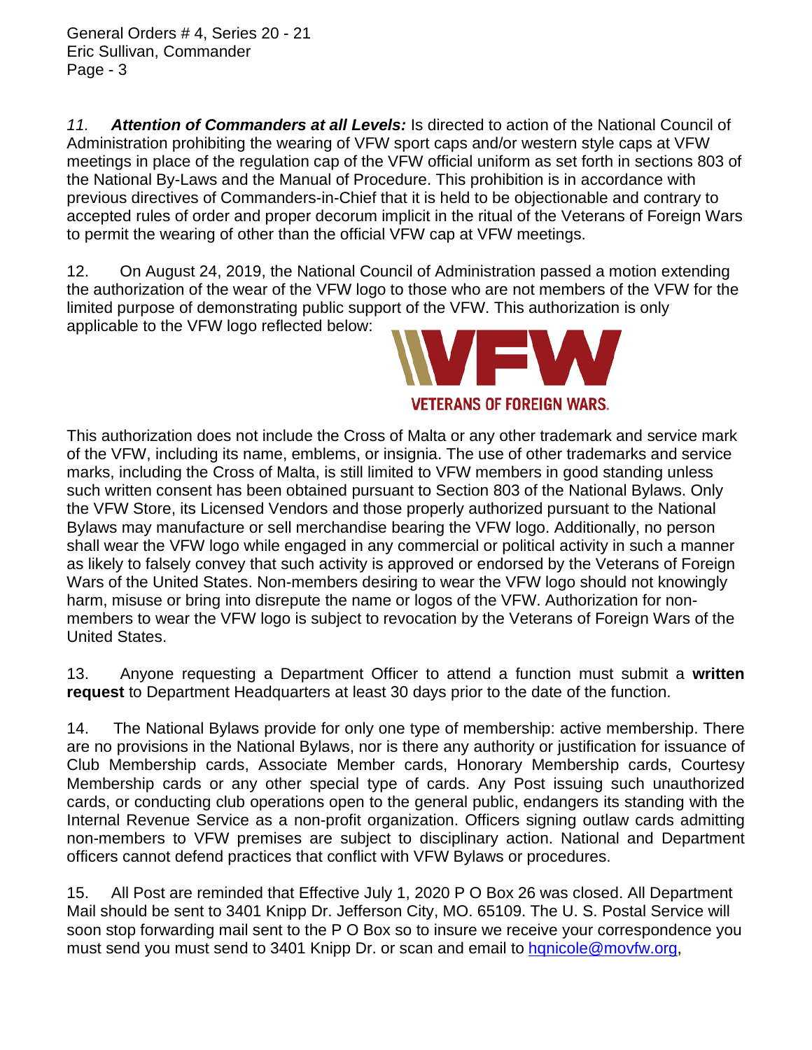*11.* ***Attention of Commanders at all Levels:*** Is directed to action of the National Council of Administration prohibiting the wearing of VFW sport caps and/or western style caps at VFW meetings in place of the regulation cap of the VFW official uniform as set forth in sections 803 of the National By-Laws and the Manual of Procedure. This prohibition is in accordance with previous directives of Commanders-in-Chief that it is held to be objectionable and contrary to accepted rules of order and proper decorum implicit in the ritual of the Veterans of Foreign Wars to permit the wearing of other than the official VFW cap at VFW meetings.

12. On August 24, 2019, the National Council of Administration passed a motion extending the authorization of the wear of the VFW logo to those who are not members of the VFW for the limited purpose of demonstrating public support of the VFW. This authorization is only applicable to the VFW logo reflected below:

VFW
VETERANS OF FOREIGN WARS.

This authorization does not include the Cross of Malta or any other trademark and service mark of the VFW, including its name, emblems, or insignia. The use of other trademarks and service marks, including the Cross of Malta, is still limited to VFW members in good standing unless such written consent has been obtained pursuant to Section 803 of the National Bylaws. Only the VFW Store, its Licensed Vendors and those properly authorized pursuant to the National Bylaws may manufacture or sell merchandise bearing the VFW logo. Additionally, no person shall wear the VFW logo while engaged in any commercial or political activity in such a manner as likely to falsely convey that such activity is approved or endorsed by the Veterans of Foreign Wars of the United States. Non-members desiring to wear the VFW logo should not knowingly harm, misuse or bring into disrepute the name or logos of the VFW. Authorization for non-members to wear the VFW logo is subject to revocation by the Veterans of Foreign Wars of the United States.

13. Anyone requesting a Department Officer to attend a function must submit a **written request** to Department Headquarters at least 30 days prior to the date of the function.

14. The National Bylaws provide for only one type of membership: active membership. There are no provisions in the National Bylaws, nor is there any authority or justification for issuance of Club Membership cards, Associate Member cards, Honorary Membership cards, Courtesy Membership cards or any other special type of cards. Any Post issuing such unauthorized cards, or conducting club operations open to the general public, endangers its standing with the Internal Revenue Service as a non-profit organization. Officers signing outlaw cards admitting non-members to VFW premises are subject to disciplinary action. National and Department officers cannot defend practices that conflict with VFW Bylaws or procedures.

15. All Post are reminded that Effective July 1, 2020 P O Box 26 was closed. All Department Mail should be sent to 3401 Knipp Dr. Jefferson City, MO. 65109. The U. S. Postal Service will soon stop forwarding mail sent to the P O Box so to insure we receive your correspondence you must send you must send to 3401 Knipp Dr. or scan and email to hqnicole@movfw.org,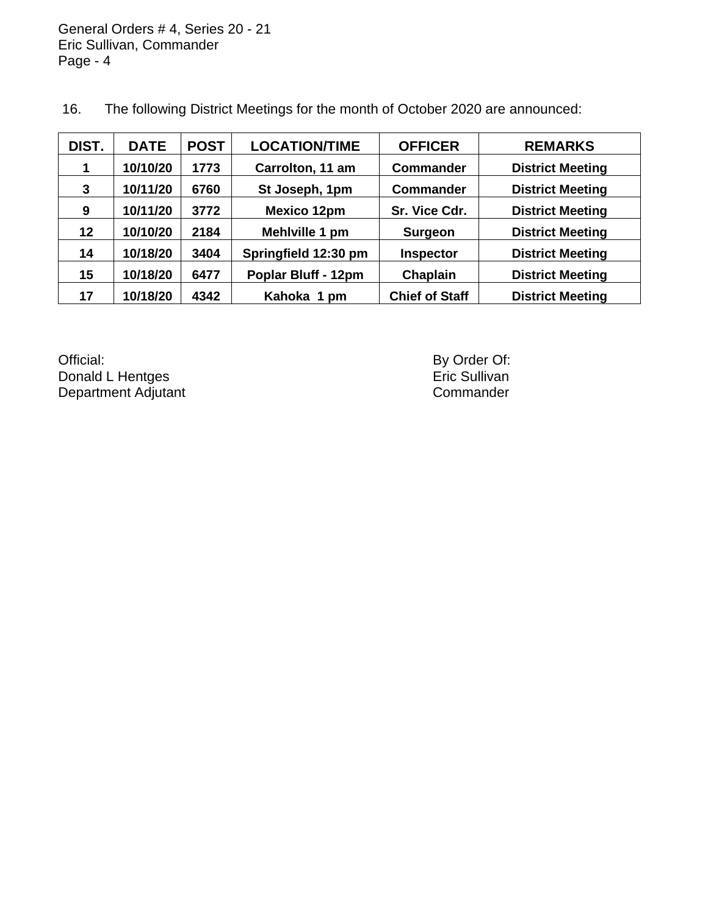16. The following District Meetings for the month of October 2020 are announced:

| DIST. | DATE | POST | LOCATION/TIME | OFFICER | REMARKS |
|---|---|---|---|---|---|
| 1 | 10/10/20 | 1773 | Carrolton, 11 am | Commander | District Meeting |
| 3 | 10/11/20 | 6760 | St Joseph, 1pm | Commander | District Meeting |
| 9 | 10/11/20 | 3772 | Mexico 12pm | Sr. Vice Cdr. | District Meeting |
| 12 | 10/10/20 | 2184 | Mehlville 1 pm | Surgeon | District Meeting |
| 14 | 10/18/20 | 3404 | Springfield 12:30 pm | Inspector | District Meeting |
| 15 | 10/18/20 | 6477 | Poplar Bluff - 12pm | Chaplain | District Meeting |
| 17 | 10/18/20 | 4342 | Kahoka 1 pm | Chief of Staff | District Meeting |

Official:
Donald L Hentges
Department Adjutant

By Order Of:
Eric Sullivan
Commander